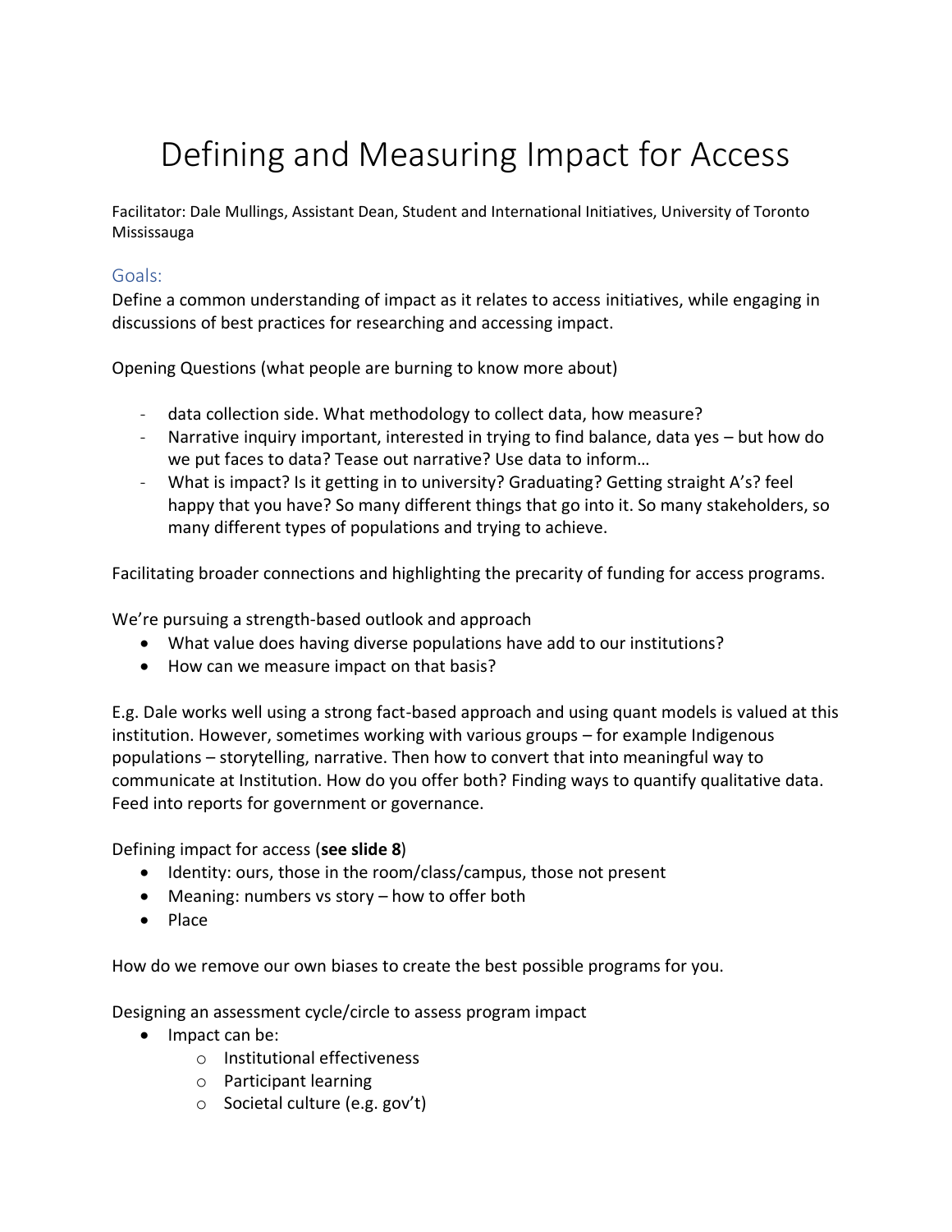# Defining and Measuring Impact for Access

Facilitator: Dale Mullings, Assistant Dean, Student and International Initiatives, University of Toronto Mississauga

## Goals:

Define a common understanding of impact as it relates to access initiatives, while engaging in discussions of best practices for researching and accessing impact.

Opening Questions (what people are burning to know more about)

- data collection side. What methodology to collect data, how measure?
- Narrative inquiry important, interested in trying to find balance, data yes – but how do we put faces to data? Tease out narrative? Use data to inform…
- What is impact? Is it getting in to university? Graduating? Getting straight A's? feel happy that you have? So many different things that go into it. So many stakeholders, so many different types of populations and trying to achieve.

Facilitating broader connections and highlighting the precarity of funding for access programs.

We're pursuing a strength-based outlook and approach

- What value does having diverse populations have add to our institutions?
- How can we measure impact on that basis?

E.g. Dale works well using a strong fact-based approach and using quant models is valued at this institution. However, sometimes working with various groups – for example Indigenous populations – storytelling, narrative. Then how to convert that into meaningful way to communicate at Institution. How do you offer both? Finding ways to quantify qualitative data. Feed into reports for government or governance.

Defining impact for access (**see slide 8**)

- Identity: ours, those in the room/class/campus, those not present
- Meaning: numbers vs story – how to offer both
- Place

How do we remove our own biases to create the best possible programs for you.

Designing an assessment cycle/circle to assess program impact

- Impact can be:
  - Institutional effectiveness
  - Participant learning
  - Societal culture (e.g. gov't)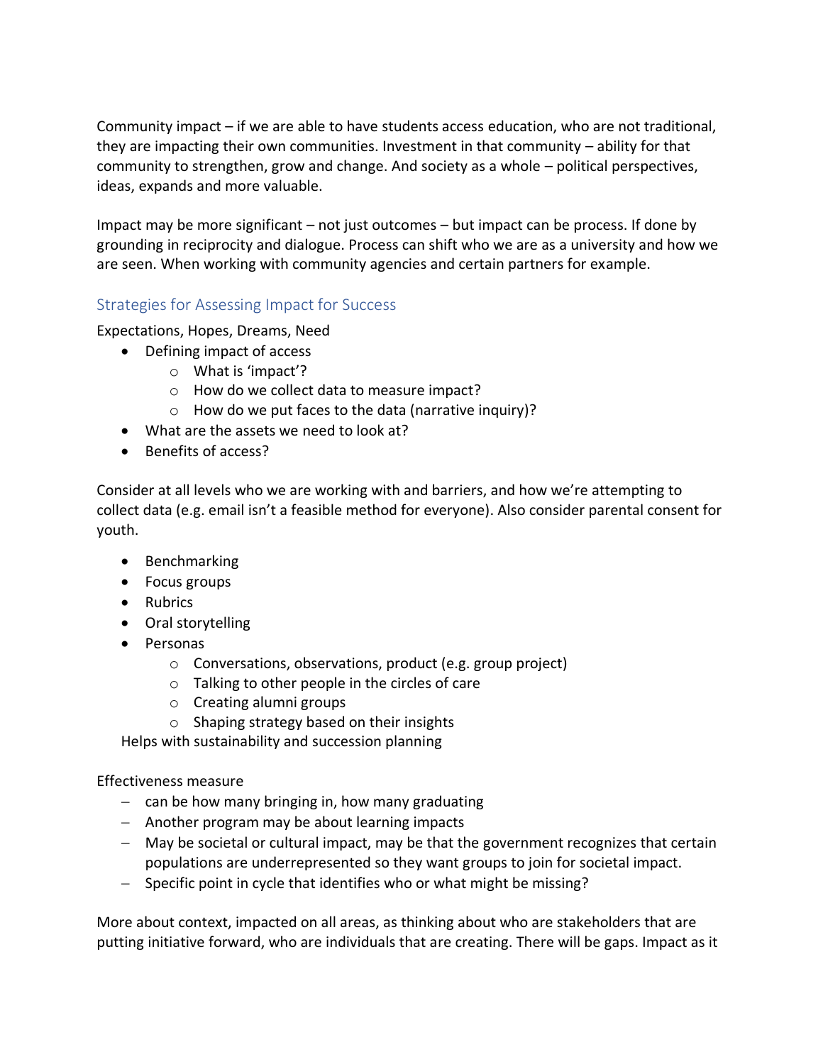Community impact – if we are able to have students access education, who are not traditional, they are impacting their own communities. Investment in that community – ability for that community to strengthen, grow and change. And society as a whole – political perspectives, ideas, expands and more valuable.

Impact may be more significant – not just outcomes – but impact can be process. If done by grounding in reciprocity and dialogue. Process can shift who we are as a university and how we are seen. When working with community agencies and certain partners for example.

## Strategies for Assessing Impact for Success

Expectations, Hopes, Dreams, Need

- Defining impact of access
  - What is 'impact'?
  - How do we collect data to measure impact?
  - How do we put faces to the data (narrative inquiry)?
- What are the assets we need to look at?
- Benefits of access?

Consider at all levels who we are working with and barriers, and how we're attempting to collect data (e.g. email isn't a feasible method for everyone). Also consider parental consent for youth.

- Benchmarking
- Focus groups
- Rubrics
- Oral storytelling
- Personas
  - Conversations, observations, product (e.g. group project)
  - Talking to other people in the circles of care
  - Creating alumni groups
  - Shaping strategy based on their insights

Helps with sustainability and succession planning

Effectiveness measure

- can be how many bringing in, how many graduating
- Another program may be about learning impacts
- May be societal or cultural impact, may be that the government recognizes that certain populations are underrepresented so they want groups to join for societal impact.
- Specific point in cycle that identifies who or what might be missing?

More about context, impacted on all areas, as thinking about who are stakeholders that are putting initiative forward, who are individuals that are creating. There will be gaps. Impact as it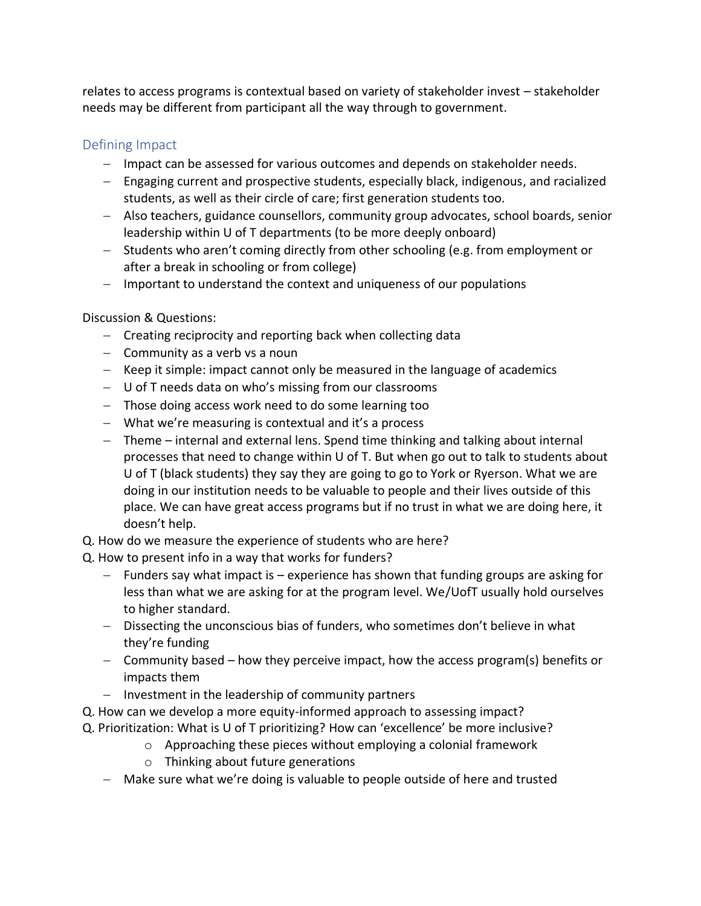relates to access programs is contextual based on variety of stakeholder invest – stakeholder needs may be different from participant all the way through to government.

## Defining Impact

- Impact can be assessed for various outcomes and depends on stakeholder needs.
- Engaging current and prospective students, especially black, indigenous, and racialized students, as well as their circle of care; first generation students too.
- Also teachers, guidance counsellors, community group advocates, school boards, senior leadership within U of T departments (to be more deeply onboard)
- Students who aren't coming directly from other schooling (e.g. from employment or after a break in schooling or from college)
- Important to understand the context and uniqueness of our populations

Discussion & Questions:

- Creating reciprocity and reporting back when collecting data
- Community as a verb vs a noun
- Keep it simple: impact cannot only be measured in the language of academics
- U of T needs data on who's missing from our classrooms
- Those doing access work need to do some learning too
- What we're measuring is contextual and it's a process
- Theme – internal and external lens. Spend time thinking and talking about internal processes that need to change within U of T. But when go out to talk to students about U of T (black students) they say they are going to go to York or Ryerson. What we are doing in our institution needs to be valuable to people and their lives outside of this place. We can have great access programs but if no trust in what we are doing here, it doesn't help.

Q. How do we measure the experience of students who are here?

Q. How to present info in a way that works for funders?

- Funders say what impact is – experience has shown that funding groups are asking for less than what we are asking for at the program level. We/UofT usually hold ourselves to higher standard.
- Dissecting the unconscious bias of funders, who sometimes don't believe in what they're funding
- Community based – how they perceive impact, how the access program(s) benefits or impacts them
- Investment in the leadership of community partners

Q. How can we develop a more equity-informed approach to assessing impact?

Q. Prioritization: What is U of T prioritizing? How can 'excellence' be more inclusive?

  - Approaching these pieces without employing a colonial framework
  - Thinking about future generations

- Make sure what we're doing is valuable to people outside of here and trusted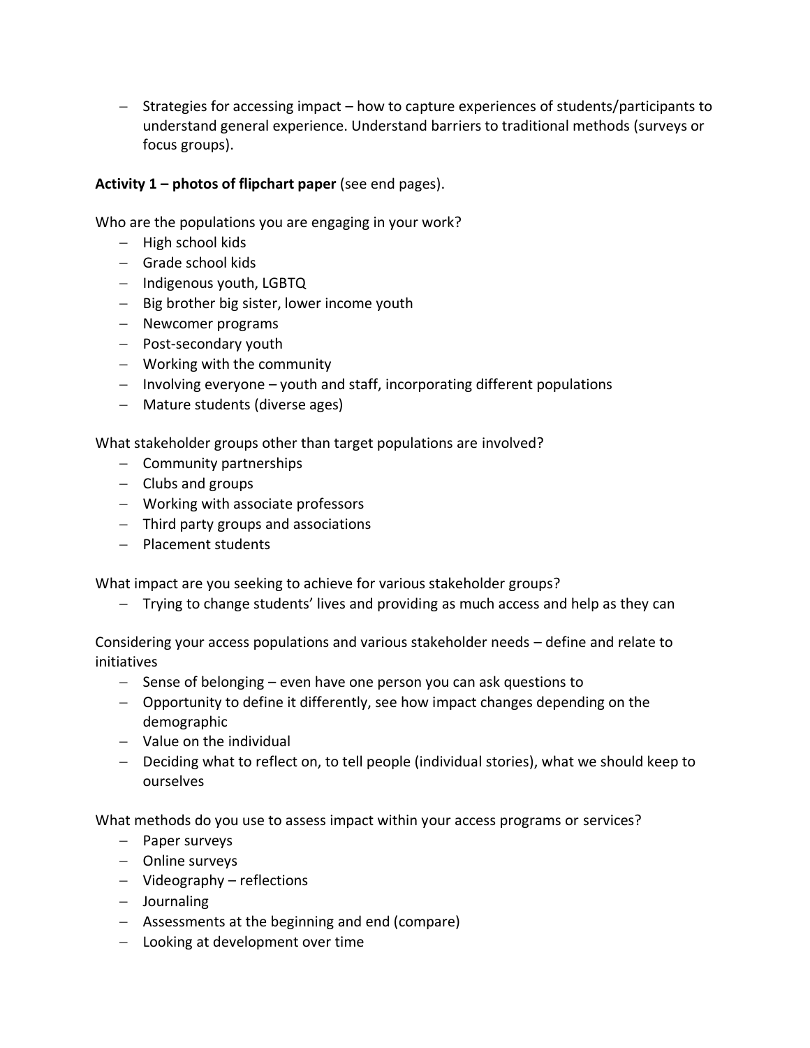- Strategies for accessing impact – how to capture experiences of students/participants to understand general experience. Understand barriers to traditional methods (surveys or focus groups).

**Activity 1 – photos of flipchart paper** (see end pages).

Who are the populations you are engaging in your work?

- High school kids
- Grade school kids
- Indigenous youth, LGBTQ
- Big brother big sister, lower income youth
- Newcomer programs
- Post-secondary youth
- Working with the community
- Involving everyone – youth and staff, incorporating different populations
- Mature students (diverse ages)

What stakeholder groups other than target populations are involved?

- Community partnerships
- Clubs and groups
- Working with associate professors
- Third party groups and associations
- Placement students

What impact are you seeking to achieve for various stakeholder groups?

- Trying to change students' lives and providing as much access and help as they can

Considering your access populations and various stakeholder needs – define and relate to initiatives

- Sense of belonging – even have one person you can ask questions to
- Opportunity to define it differently, see how impact changes depending on the demographic
- Value on the individual
- Deciding what to reflect on, to tell people (individual stories), what we should keep to ourselves

What methods do you use to assess impact within your access programs or services?

- Paper surveys
- Online surveys
- Videography – reflections
- Journaling
- Assessments at the beginning and end (compare)
- Looking at development over time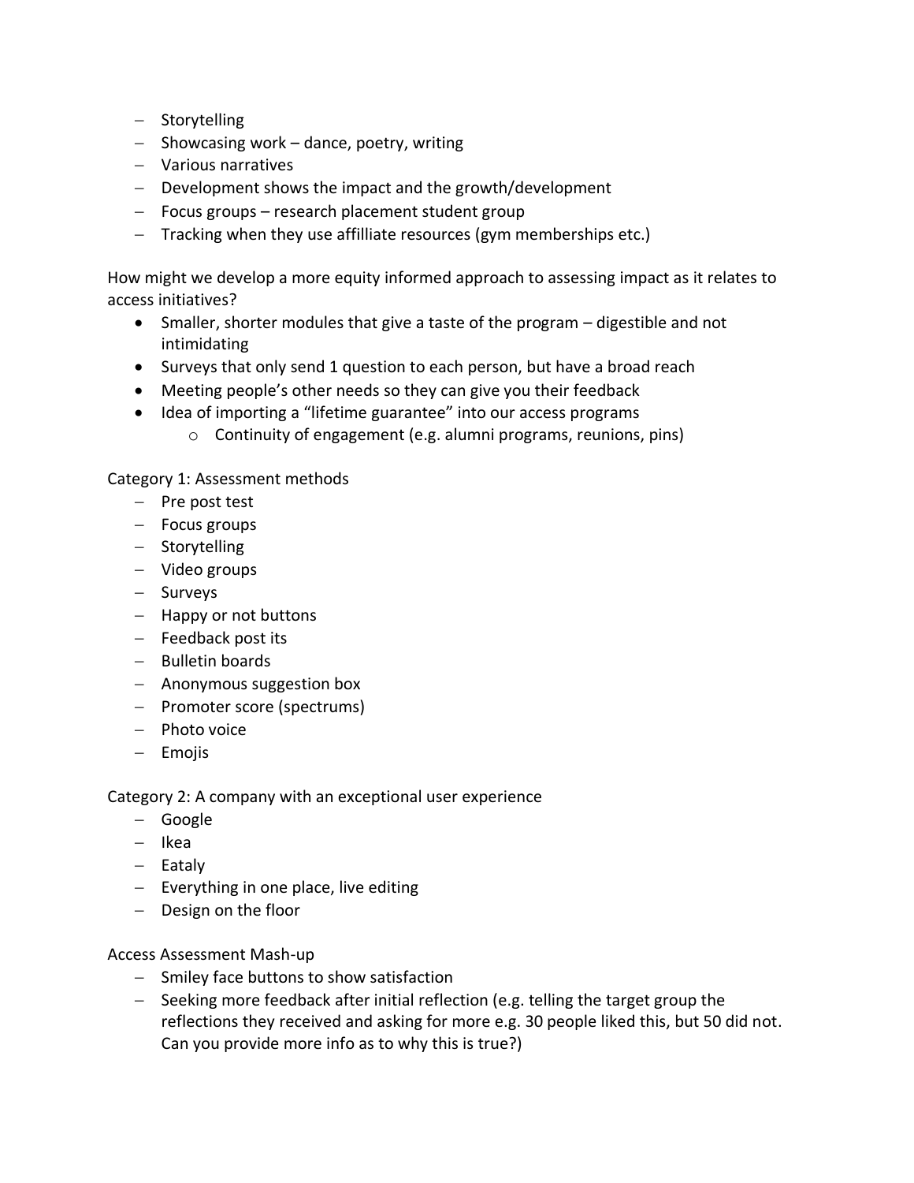- Storytelling
- Showcasing work – dance, poetry, writing
- Various narratives
- Development shows the impact and the growth/development
- Focus groups – research placement student group
- Tracking when they use affilliate resources (gym memberships etc.)

How might we develop a more equity informed approach to assessing impact as it relates to access initiatives?

- Smaller, shorter modules that give a taste of the program – digestible and not intimidating
- Surveys that only send 1 question to each person, but have a broad reach
- Meeting people's other needs so they can give you their feedback
- Idea of importing a "lifetime guarantee" into our access programs
    - Continuity of engagement (e.g. alumni programs, reunions, pins)

Category 1: Assessment methods

- Pre post test
- Focus groups
- Storytelling
- Video groups
- Surveys
- Happy or not buttons
- Feedback post its
- Bulletin boards
- Anonymous suggestion box
- Promoter score (spectrums)
- Photo voice
- Emojis

Category 2: A company with an exceptional user experience

- Google
- Ikea
- Eataly
- Everything in one place, live editing
- Design on the floor

Access Assessment Mash-up

- Smiley face buttons to show satisfaction
- Seeking more feedback after initial reflection (e.g. telling the target group the reflections they received and asking for more e.g. 30 people liked this, but 50 did not. Can you provide more info as to why this is true?)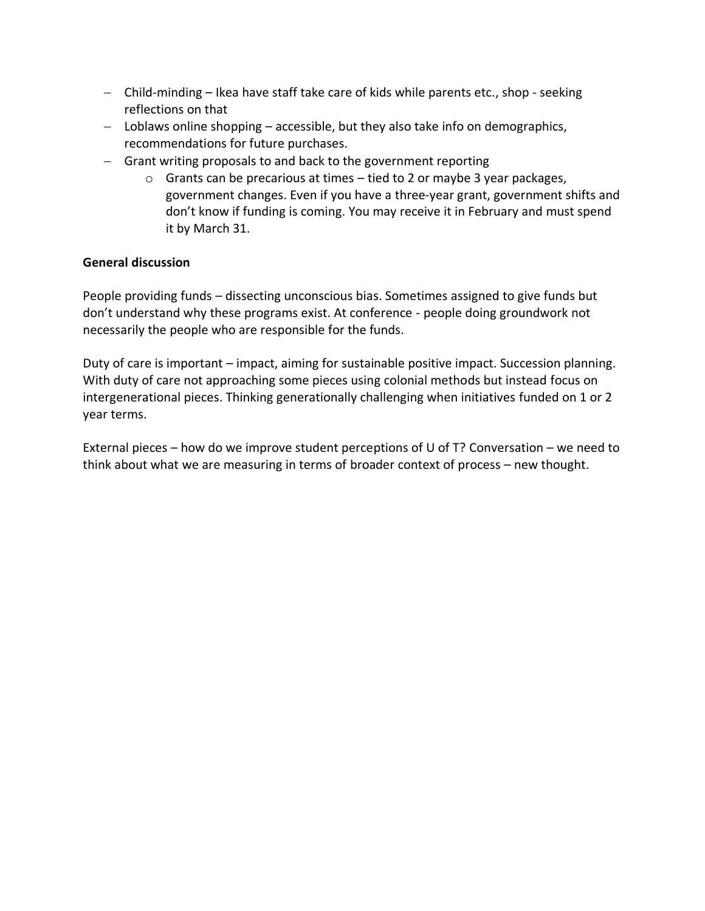- Child-minding – Ikea have staff take care of kids while parents etc., shop - seeking reflections on that
- Loblaws online shopping – accessible, but they also take info on demographics, recommendations for future purchases.
- Grant writing proposals to and back to the government reporting
    - Grants can be precarious at times – tied to 2 or maybe 3 year packages, government changes. Even if you have a three-year grant, government shifts and don't know if funding is coming. You may receive it in February and must spend it by March 31.

**General discussion**

People providing funds – dissecting unconscious bias. Sometimes assigned to give funds but don't understand why these programs exist. At conference - people doing groundwork not necessarily the people who are responsible for the funds.

Duty of care is important – impact, aiming for sustainable positive impact. Succession planning. With duty of care not approaching some pieces using colonial methods but instead focus on intergenerational pieces. Thinking generationally challenging when initiatives funded on 1 or 2 year terms.

External pieces – how do we improve student perceptions of U of T? Conversation – we need to think about what we are measuring in terms of broader context of process – new thought.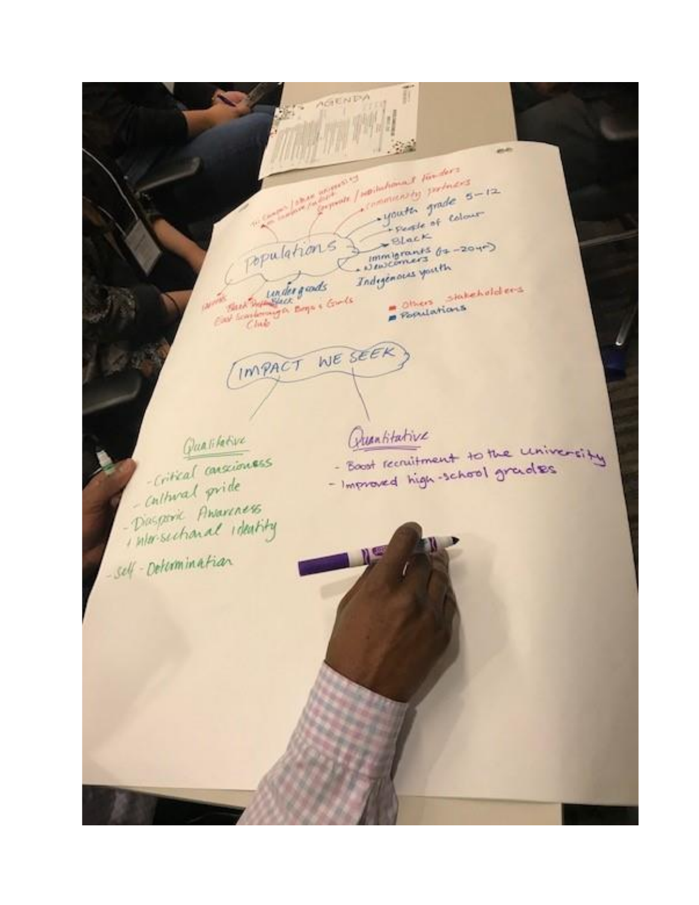AGENDA

# Populations

- Tri-Campus / Urban University on Scarborough Campus
- Corporate / Institutional Funders
- Community Partners
- youth grade 5–12
- People of Colour
- Black
- Immigrants (12–20yrs)
- Newcomers
- Indigenous youth
- Undergrads
- Black
- Parents
- Black People
- East Scarborough Boys & Girls Club

■ Others stakeholders
■ Populations

# IMPACT WE SEEK

**Qualitative**

- Critical consciousness
- Cultural pride
- Diasporic Awareness / Inter-sectional identity
- Self-Determination

**Quantitative**

- Boost recruitment to the university
- Improved high-school grades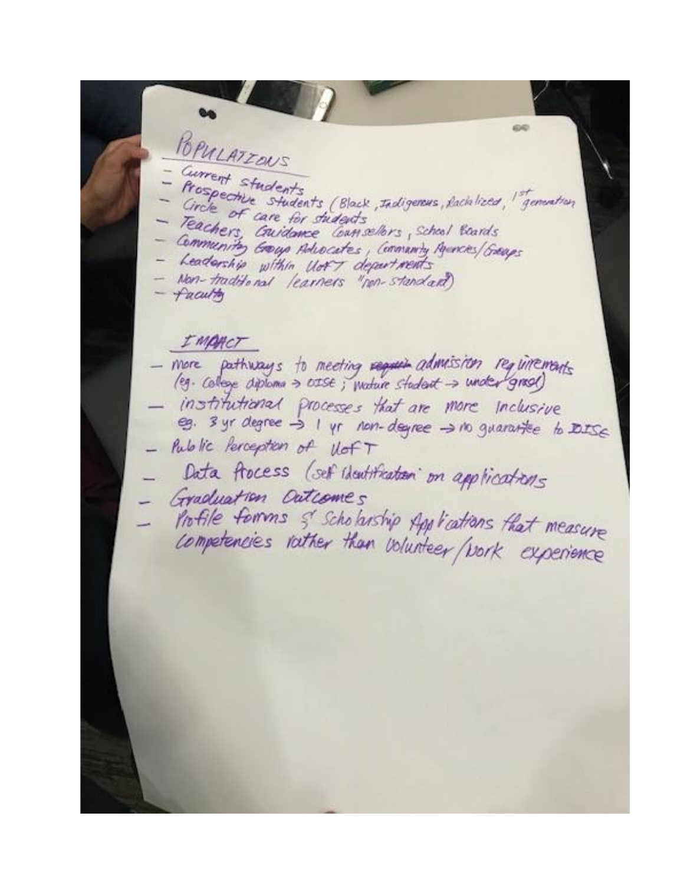## POPULATIONS

- Current students
- Prospective students (Black, Indigenous, Racialized, 1st generation
- Circle of care for students
- Teachers, Guidance Counsellors, School Boards
- Community Group Advocates, Community Agencies/Groups
- Leadership within UofT departments
- Non-traditional learners "non-standard"
- Faculty

## IMPACT

- more pathways to meeting ~~require~~ admission requirements (eg. College diploma → OISE; Mature Student → undergrad)
- institutional processes that are more inclusive eg. 3 yr degree → 1 yr non-degree → no guarantee to OISE
- Public Perception of UofT
- Data Process (self identification on applications
- Graduation Outcomes
- Profile forms & Scholarship Applications that measure competencies rather than volunteer/work experience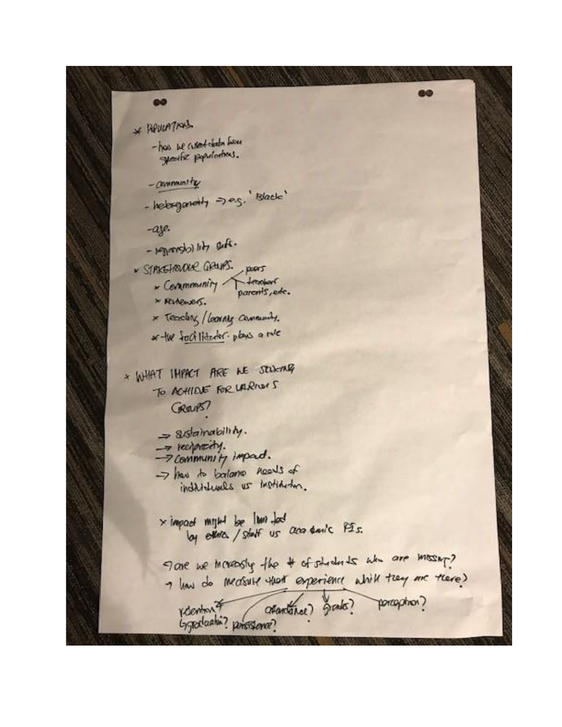* POPULATIONS.
  - how we collect data from specific populations.
  - community
  - heterogeneity → e.g. 'Black'
  - age.
  - responsibility aspects.
* STAKEHOLDER GROUPS.
  * Community — peers, teachers, parents, etc.
  * Reviewers.
  * Teaching / Learning Community.
  * the facilitator plays a role

* WHAT IMPACT ARE WE STRIVING TO ACHIEVE FOR VARIOUS GROUPS?
  - → sustainability.
  - → reciprocity.
  - → community impact.
  - → how to balance needs of individuals vs institution.

* impact might be limited by educa. / staff vs academic PIs.

→ are we increasing the # of students who are missing?
→ how do measure their experience while they are there?

retention? / graduation? persistence? attendance? grades? perception?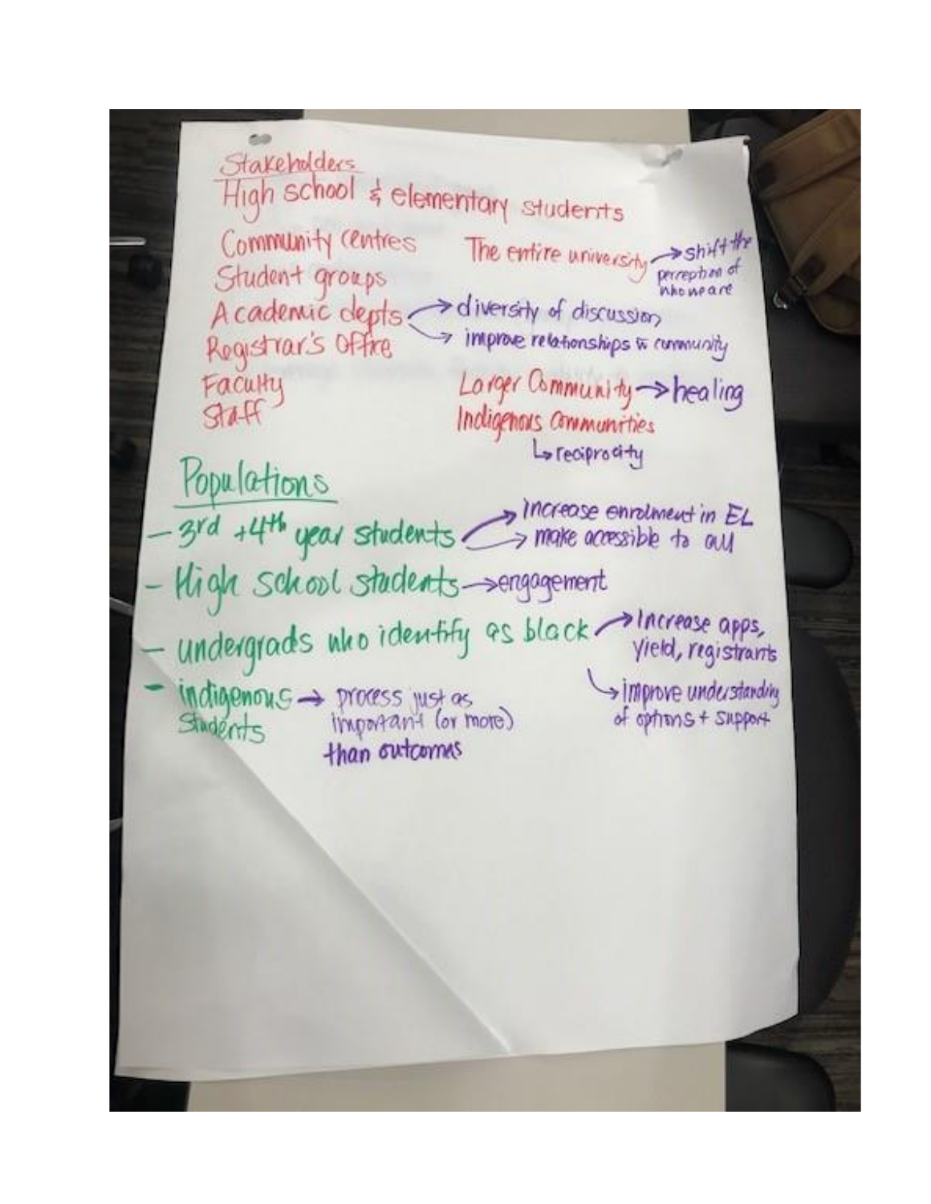## Stakeholders

High school & elementary students

- Community Centres
- Student groups
- Academic depts → diversity of discussion → improve relationships w community
- Registrar's Office
- Faculty
- Staff
- The entire university → shift the perception of who we are
- Larger Community → healing
- Indigenous Communities → reciprocity

## Populations

- 3rd + 4th year students → increase enrolment in EL → make accessible to all
- High school students → engagement
- undergrads who identify as black → Increase apps, yield, registrants → improve understanding of options + support
- indigenous Students → process just as important (or more) than outcomes